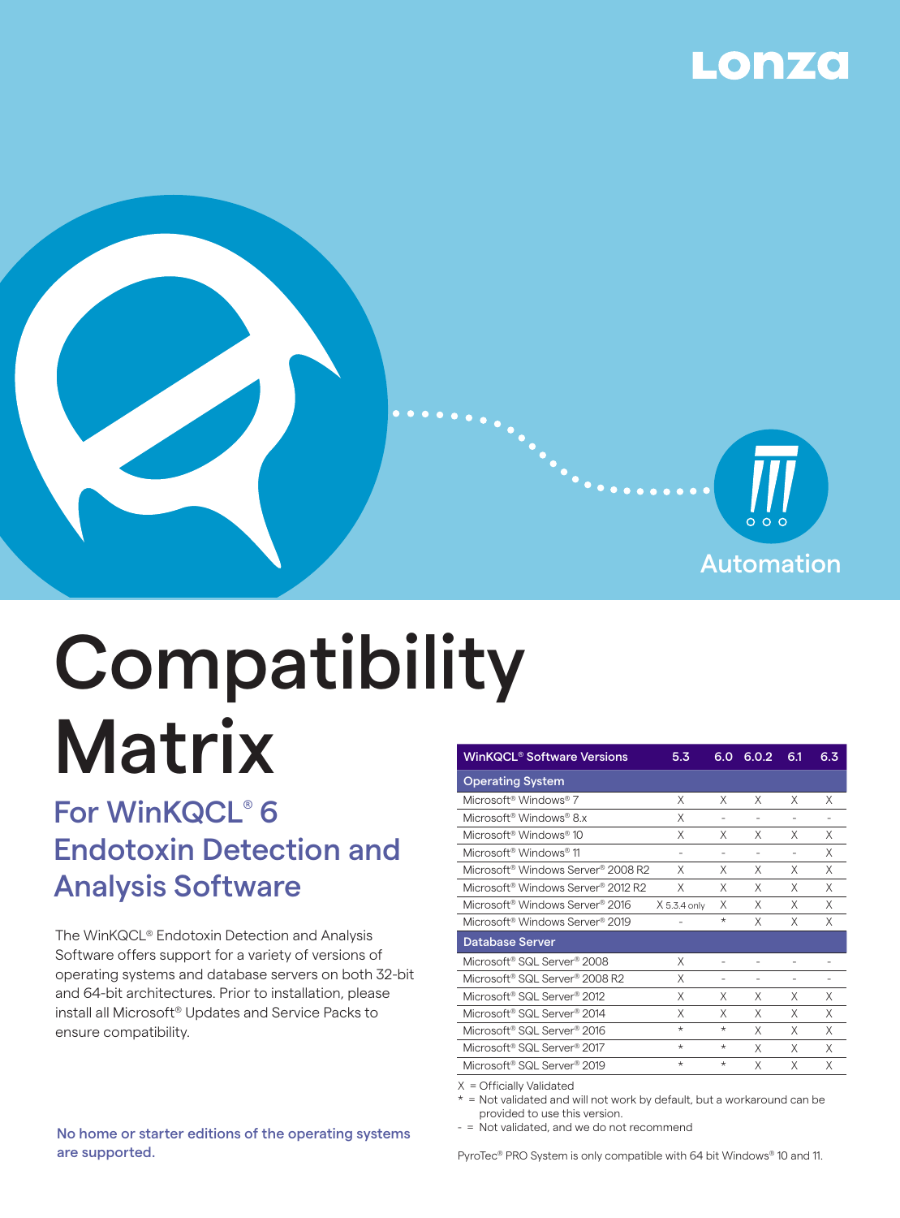Lonza

Automation

# Compatibility Matrix

## For WinKQCL® 6 Endotoxin Detection and Analysis Software

The WinKQCL® Endotoxin Detection and Analysis Software offers support for a variety of versions of operating systems and database servers on both 32-bit and 64-bit architectures. Prior to installation, please install all Microsoft® Updates and Service Packs to ensure compatibility.

**No home or starter editions of the operating systems are supported.**

| WinKQCL® Software Versions | 5.3 | 6.0 | 6.0.2 | 6.1 | 6.3 |
|---|---|---|---|---|---|
| **Operating System** | | | | | |
| Microsoft® Windows® 7 | X | X | X | X | X |
| Microsoft® Windows® 8.x | X | - | - | - | - |
| Microsoft® Windows® 10 | X | X | X | X | X |
| Microsoft® Windows® 11 | - | - | - | - | X |
| Microsoft® Windows Server® 2008 R2 | X | X | X | X | X |
| Microsoft® Windows Server® 2012 R2 | X | X | X | X | X |
| Microsoft® Windows Server® 2016 | X 5.3.4 only | X | X | X | X |
| Microsoft® Windows Server® 2019 | - | * | X | X | X |
| **Database Server** | | | | | |
| Microsoft® SQL Server® 2008 | X | - | - | - | - |
| Microsoft® SQL Server® 2008 R2 | X | - | - | - | - |
| Microsoft® SQL Server® 2012 | X | X | X | X | X |
| Microsoft® SQL Server® 2014 | X | X | X | X | X |
| Microsoft® SQL Server® 2016 | * | * | X | X | X |
| Microsoft® SQL Server® 2017 | * | * | X | X | X |
| Microsoft® SQL Server® 2019 | * | * | X | X | X |

X = Officially Validated
* = Not validated and will not work by default, but a workaround can be provided to use this version.
- = Not validated, and we do not recommend

PyroTec® PRO System is only compatible with 64 bit Windows® 10 and 11.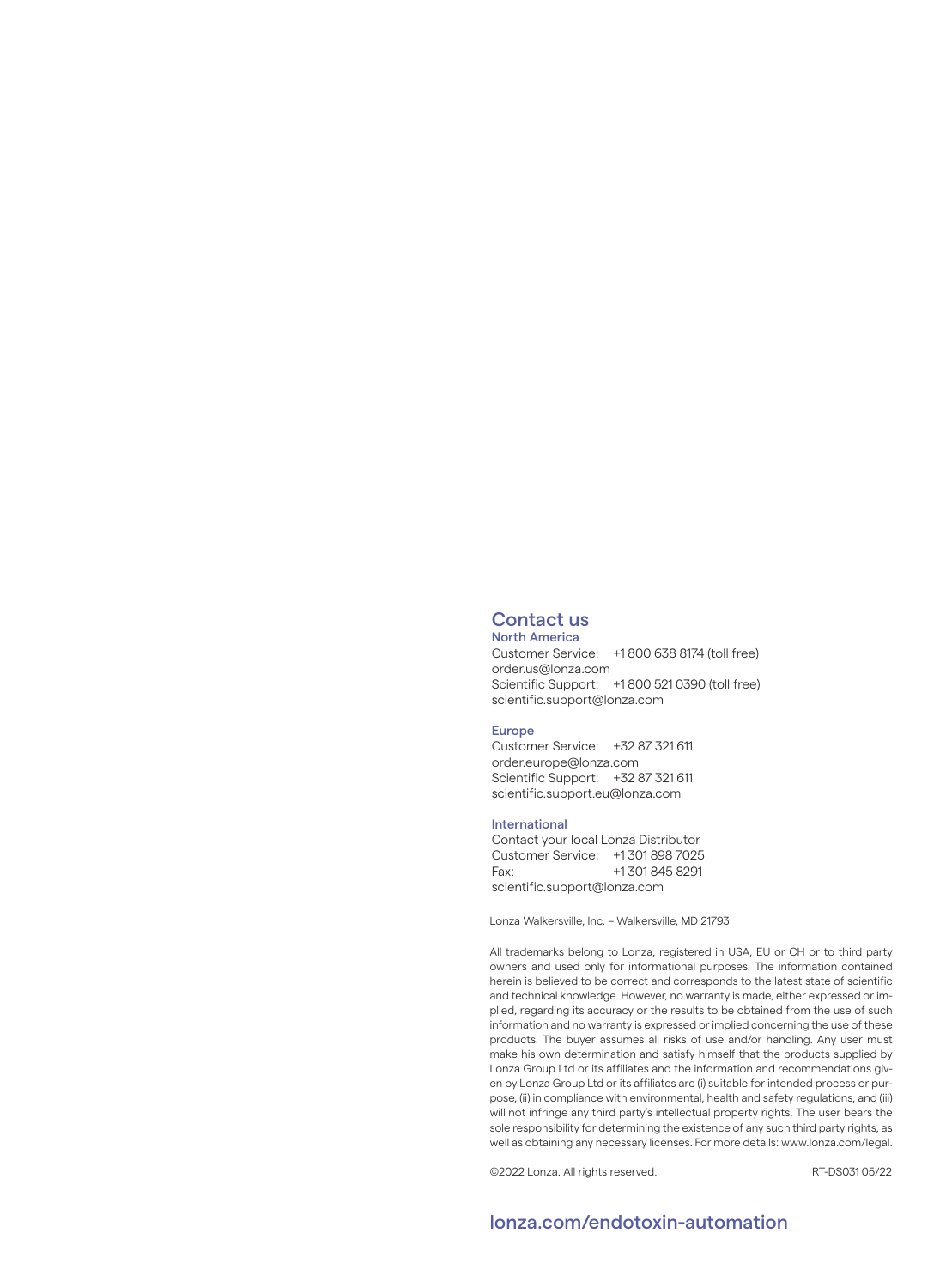## Contact us

### North America

Customer Service: +1 800 638 8174 (toll free)
order.us@lonza.com
Scientific Support: +1 800 521 0390 (toll free)
scientific.support@lonza.com

### Europe

Customer Service: +32 87 321 611
order.europe@lonza.com
Scientific Support: +32 87 321 611
scientific.support.eu@lonza.com

### International

Contact your local Lonza Distributor
Customer Service: +1 301 898 7025
Fax: +1 301 845 8291
scientific.support@lonza.com

Lonza Walkersville, Inc. – Walkersville, MD 21793

All trademarks belong to Lonza, registered in USA, EU or CH or to third party owners and used only for informational purposes. The information contained herein is believed to be correct and corresponds to the latest state of scientific and technical knowledge. However, no warranty is made, either expressed or implied, regarding its accuracy or the results to be obtained from the use of such information and no warranty is expressed or implied concerning the use of these products. The buyer assumes all risks of use and/or handling. Any user must make his own determination and satisfy himself that the products supplied by Lonza Group Ltd or its affiliates and the information and recommendations given by Lonza Group Ltd or its affiliates are (i) suitable for intended process or purpose, (ii) in compliance with environmental, health and safety regulations, and (iii) will not infringe any third party's intellectual property rights. The user bears the sole responsibility for determining the existence of any such third party rights, as well as obtaining any necessary licenses. For more details: www.lonza.com/legal.

©2022 Lonza. All rights reserved. RT-DS031 05/22

lonza.com/endotoxin-automation